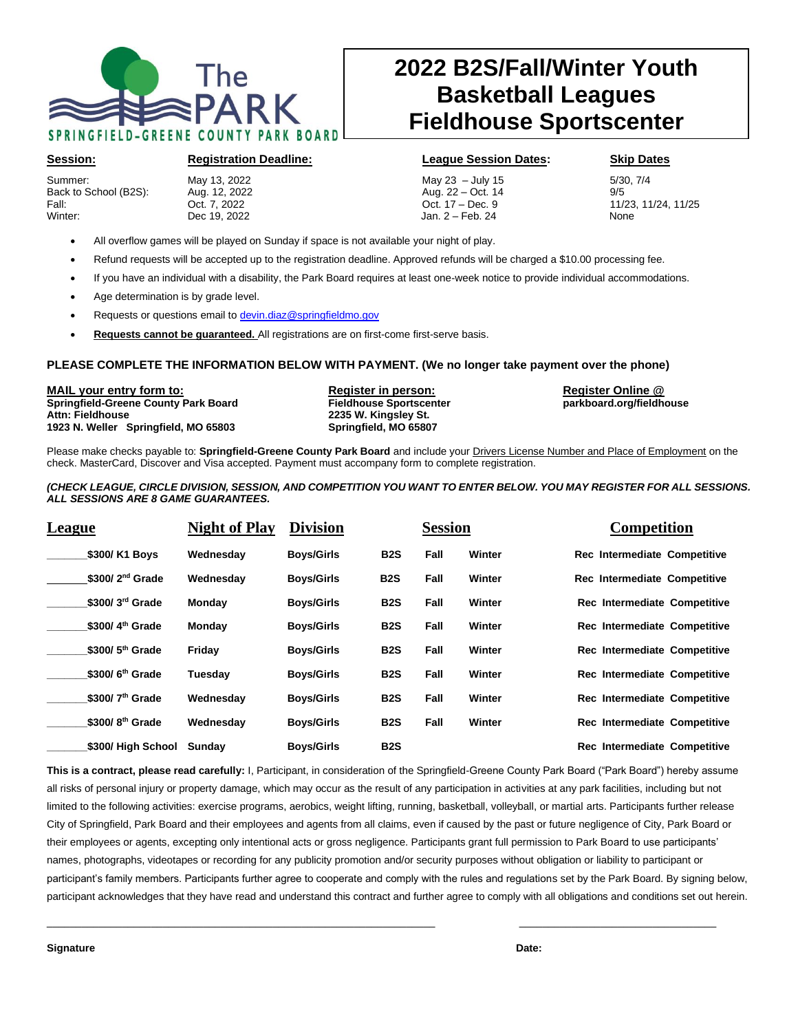The PARK
SPRINGFIELD-GREENE COUNTY PARK BOARD

# 2022 B2S/Fall/Winter Youth Basketball Leagues Fieldhouse Sportscenter

| Session: | Registration Deadline: | League Session Dates: | Skip Dates |
|---|---|---|---|
| Summer: | May 13, 2022 | May 23 – July 15 | 5/30, 7/4 |
| Back to School (B2S): | Aug. 12, 2022 | Aug. 22 – Oct. 14 | 9/5 |
| Fall: | Oct. 7, 2022 | Oct. 17 – Dec. 9 | 11/23, 11/24, 11/25 |
| Winter: | Dec 19, 2022 | Jan. 2 – Feb. 24 | None |

- All overflow games will be played on Sunday if space is not available your night of play.
- Refund requests will be accepted up to the registration deadline. Approved refunds will be charged a $10.00 processing fee.
- If you have an individual with a disability, the Park Board requires at least one-week notice to provide individual accommodations.
- Age determination is by grade level.
- Requests or questions email to devin.diaz@springfieldmo.gov
- **Requests cannot be guaranteed.** All registrations are on first-come first-serve basis.

**PLEASE COMPLETE THE INFORMATION BELOW WITH PAYMENT. (We no longer take payment over the phone)**

**MAIL your entry form to:**
**Springfield-Greene County Park Board**
**Attn: Fieldhouse**
**1923 N. Weller Springfield, MO 65803**

**Register in person:**
**Fieldhouse Sportscenter**
**2235 W. Kingsley St.**
**Springfield, MO 65807**

**Register Online @**
**parkboard.org/fieldhouse**

Please make checks payable to: **Springfield-Greene County Park Board** and include your Drivers License Number and Place of Employment on the check. MasterCard, Discover and Visa accepted. Payment must accompany form to complete registration.

***(CHECK LEAGUE, CIRCLE DIVISION, SESSION, AND COMPETITION YOU WANT TO ENTER BELOW. YOU MAY REGISTER FOR ALL SESSIONS. ALL SESSIONS ARE 8 GAME GUARANTEES.***

| League | Night of Play | Division | Session | | | Competition |
|---|---|---|---|---|---|---|
| _______$300/ K1 Boys | Wednesday | Boys/Girls | B2S | Fall | Winter | Rec Intermediate Competitive |
| _______$300/ 2nd Grade | Wednesday | Boys/Girls | B2S | Fall | Winter | Rec Intermediate Competitive |
| _______$300/ 3rd Grade | Monday | Boys/Girls | B2S | Fall | Winter | Rec Intermediate Competitive |
| _______$300/ 4th Grade | Monday | Boys/Girls | B2S | Fall | Winter | Rec Intermediate Competitive |
| _______$300/ 5th Grade | Friday | Boys/Girls | B2S | Fall | Winter | Rec Intermediate Competitive |
| _______$300/ 6th Grade | Tuesday | Boys/Girls | B2S | Fall | Winter | Rec Intermediate Competitive |
| _______$300/ 7th Grade | Wednesday | Boys/Girls | B2S | Fall | Winter | Rec Intermediate Competitive |
| _______$300/ 8th Grade | Wednesday | Boys/Girls | B2S | Fall | Winter | Rec Intermediate Competitive |
| _______$300/ High School | Sunday | Boys/Girls | B2S | | | Rec Intermediate Competitive |

**This is a contract, please read carefully:** I, Participant, in consideration of the Springfield-Greene County Park Board ("Park Board") hereby assume all risks of personal injury or property damage, which may occur as the result of any participation in activities at any park facilities, including but not limited to the following activities: exercise programs, aerobics, weight lifting, running, basketball, volleyball, or martial arts. Participants further release City of Springfield, Park Board and their employees and agents from all claims, even if caused by the past or future negligence of City, Park Board or their employees or agents, excepting only intentional acts or gross negligence. Participants grant full permission to Park Board to use participants' names, photographs, videotapes or recording for any publicity promotion and/or security purposes without obligation or liability to participant or participant's family members. Participants further agree to cooperate and comply with the rules and regulations set by the Park Board. By signing below, participant acknowledges that they have read and understand this contract and further agree to comply with all obligations and conditions set out herein.

_______________________________________________ _______________________

**Signature** **Date:**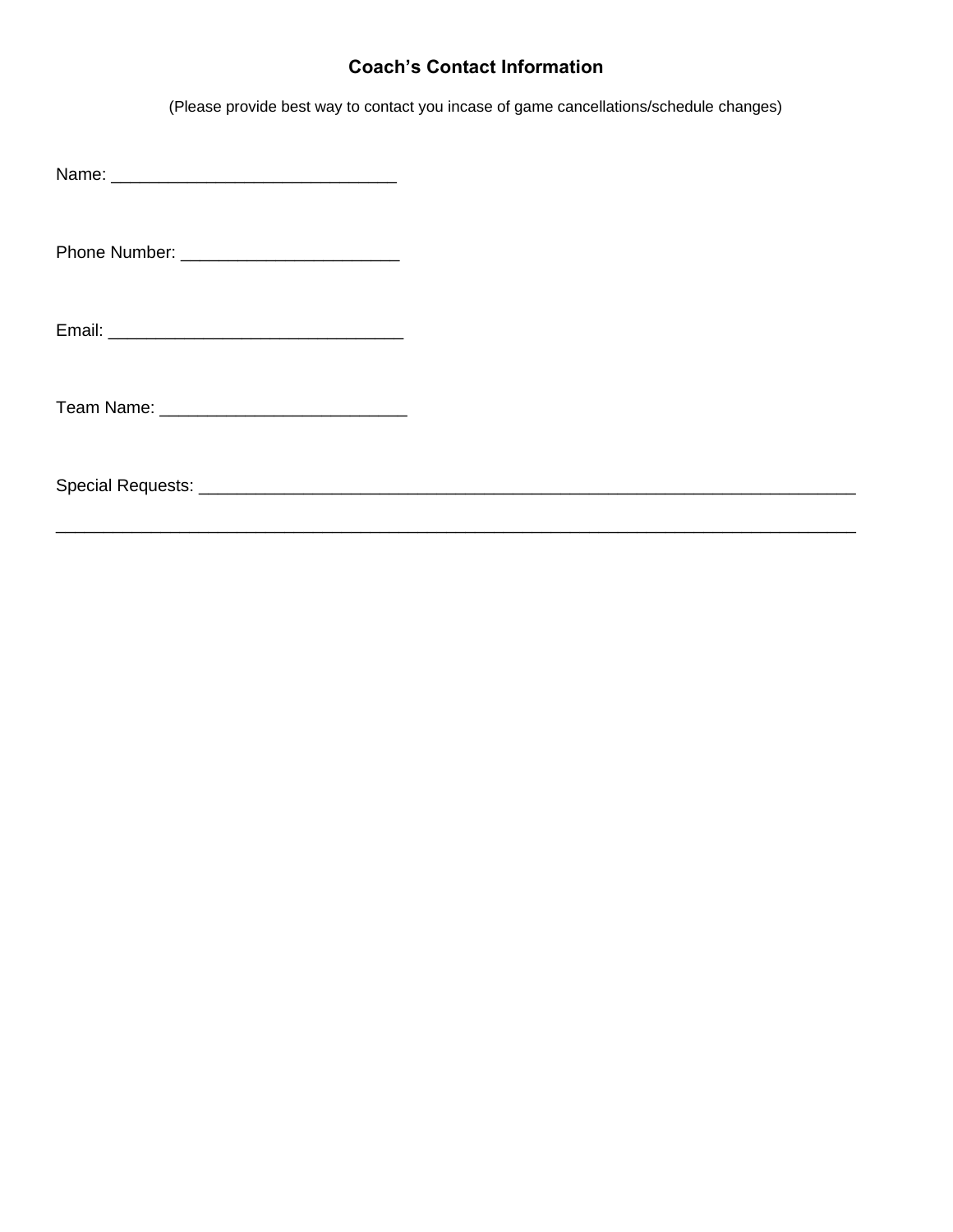### Coach's Contact Information

(Please provide best way to contact you incase of game cancellations/schedule changes)

Name: ______________________________

Phone Number: _______________________

Email: _______________________________

Team Name: __________________________

Special Requests: _____________________________________________________________________

__________________________________________________________________________________